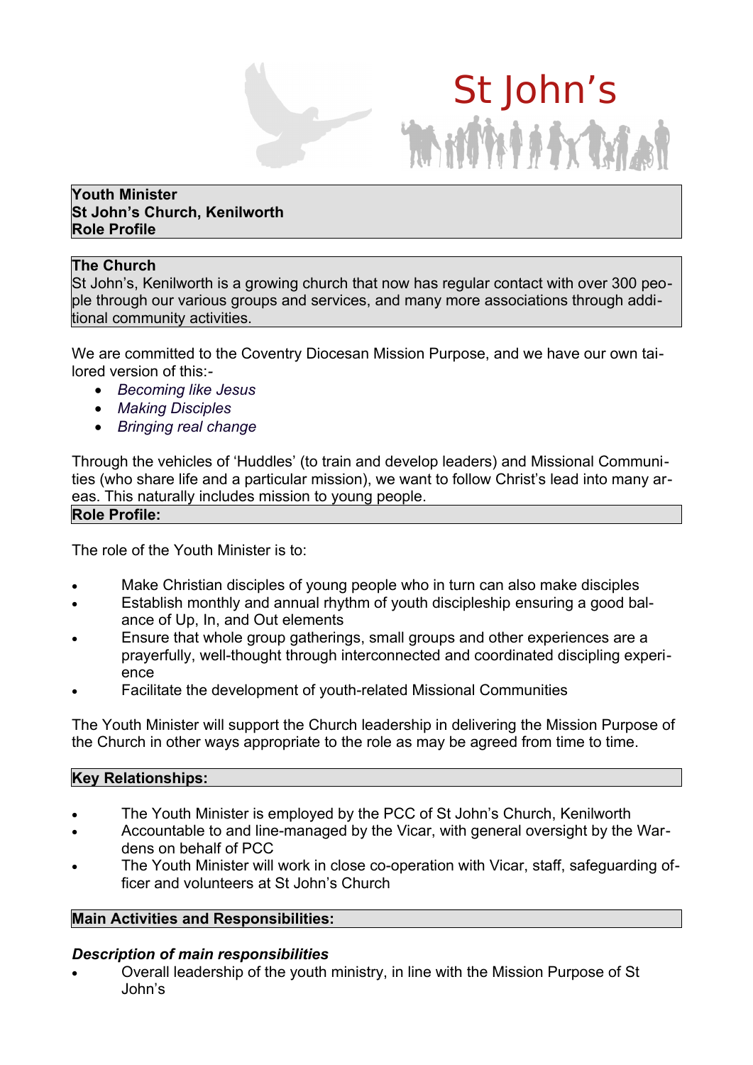St John's

**Youth Minister**
**St John's Church, Kenilworth**
**Role Profile**

## The Church

St John's, Kenilworth is a growing church that now has regular contact with over 300 people through our various groups and services, and many more associations through additional community activities.

We are committed to the Coventry Diocesan Mission Purpose, and we have our own tailored version of this:-

- *Becoming like Jesus*
- *Making Disciples*
- *Bringing real change*

Through the vehicles of 'Huddles' (to train and develop leaders) and Missional Communities (who share life and a particular mission), we want to follow Christ's lead into many areas. This naturally includes mission to young people.

## Role Profile:

The role of the Youth Minister is to:

- Make Christian disciples of young people who in turn can also make disciples
- Establish monthly and annual rhythm of youth discipleship ensuring a good balance of Up, In, and Out elements
- Ensure that whole group gatherings, small groups and other experiences are a prayerfully, well-thought through interconnected and coordinated discipling experience
- Facilitate the development of youth-related Missional Communities

The Youth Minister will support the Church leadership in delivering the Mission Purpose of the Church in other ways appropriate to the role as may be agreed from time to time.

## Key Relationships:

- The Youth Minister is employed by the PCC of St John's Church, Kenilworth
- Accountable to and line-managed by the Vicar, with general oversight by the Wardens on behalf of PCC
- The Youth Minister will work in close co-operation with Vicar, staff, safeguarding officer and volunteers at St John's Church

## Main Activities and Responsibilities:

### *Description of main responsibilities*

- Overall leadership of the youth ministry, in line with the Mission Purpose of St John's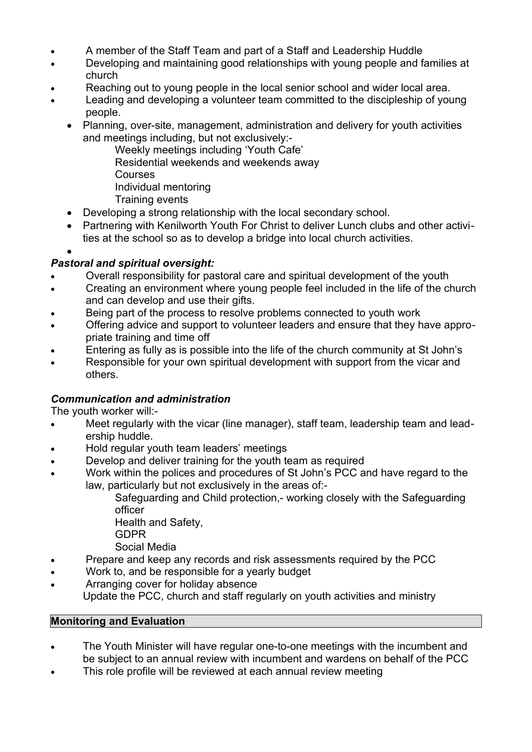- A member of the Staff Team and part of a Staff and Leadership Huddle
- Developing and maintaining good relationships with young people and families at church
- Reaching out to young people in the local senior school and wider local area.
- Leading and developing a volunteer team committed to the discipleship of young people.
  - Planning, over-site, management, administration and delivery for youth activities and meetings including, but not exclusively:-
    - Weekly meetings including 'Youth Cafe'
    - Residential weekends and weekends away
    - Courses
    - Individual mentoring
    - Training events
  - Developing a strong relationship with the local secondary school.
  - Partnering with Kenilworth Youth For Christ to deliver Lunch clubs and other activities at the school so as to develop a bridge into local church activities.

### *Pastoral and spiritual oversight:*

- Overall responsibility for pastoral care and spiritual development of the youth
- Creating an environment where young people feel included in the life of the church and can develop and use their gifts.
- Being part of the process to resolve problems connected to youth work
- Offering advice and support to volunteer leaders and ensure that they have appropriate training and time off
- Entering as fully as is possible into the life of the church community at St John's
- Responsible for your own spiritual development with support from the vicar and others.

### *Communication and administration*

The youth worker will:-

- Meet regularly with the vicar (line manager), staff team, leadership team and leadership huddle.
- Hold regular youth team leaders' meetings
- Develop and deliver training for the youth team as required
- Work within the polices and procedures of St John's PCC and have regard to the law, particularly but not exclusively in the areas of:-
  - Safeguarding and Child protection,- working closely with the Safeguarding officer
  - Health and Safety,
  - GDPR
  - Social Media
- Prepare and keep any records and risk assessments required by the PCC
- Work to, and be responsible for a yearly budget
- Arranging cover for holiday absence

  Update the PCC, church and staff regularly on youth activities and ministry

### **Monitoring and Evaluation**

- The Youth Minister will have regular one-to-one meetings with the incumbent and be subject to an annual review with incumbent and wardens on behalf of the PCC
- This role profile will be reviewed at each annual review meeting